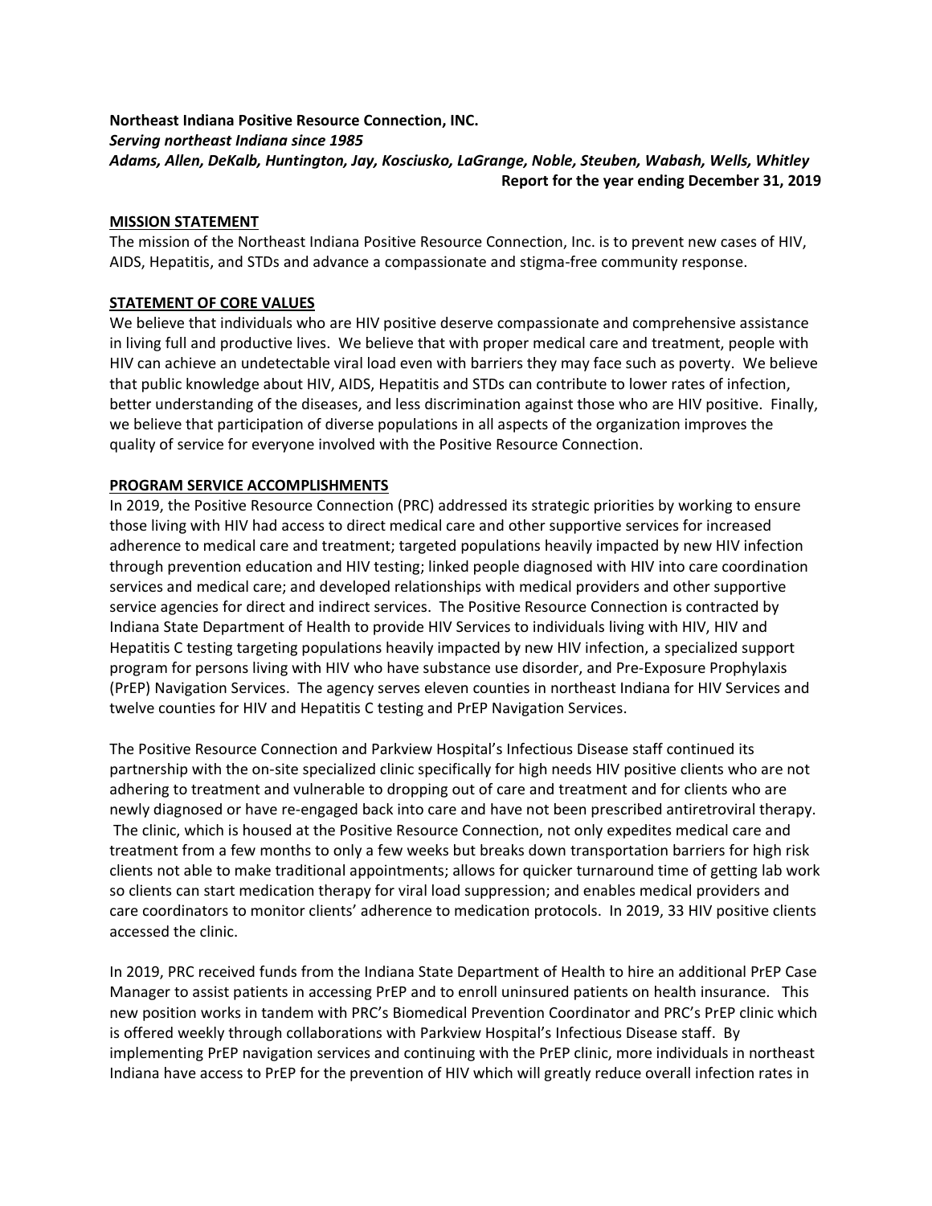**Northeast Indiana Positive Resource Connection, INC.**
***Serving northeast Indiana since 1985***
***Adams, Allen, DeKalb, Huntington, Jay, Kosciusko, LaGrange, Noble, Steuben, Wabash, Wells, Whitley***
**Report for the year ending December 31, 2019**

## MISSION STATEMENT

The mission of the Northeast Indiana Positive Resource Connection, Inc. is to prevent new cases of HIV, AIDS, Hepatitis, and STDs and advance a compassionate and stigma-free community response.

## STATEMENT OF CORE VALUES

We believe that individuals who are HIV positive deserve compassionate and comprehensive assistance in living full and productive lives. We believe that with proper medical care and treatment, people with HIV can achieve an undetectable viral load even with barriers they may face such as poverty. We believe that public knowledge about HIV, AIDS, Hepatitis and STDs can contribute to lower rates of infection, better understanding of the diseases, and less discrimination against those who are HIV positive. Finally, we believe that participation of diverse populations in all aspects of the organization improves the quality of service for everyone involved with the Positive Resource Connection.

## PROGRAM SERVICE ACCOMPLISHMENTS

In 2019, the Positive Resource Connection (PRC) addressed its strategic priorities by working to ensure those living with HIV had access to direct medical care and other supportive services for increased adherence to medical care and treatment; targeted populations heavily impacted by new HIV infection through prevention education and HIV testing; linked people diagnosed with HIV into care coordination services and medical care; and developed relationships with medical providers and other supportive service agencies for direct and indirect services. The Positive Resource Connection is contracted by Indiana State Department of Health to provide HIV Services to individuals living with HIV, HIV and Hepatitis C testing targeting populations heavily impacted by new HIV infection, a specialized support program for persons living with HIV who have substance use disorder, and Pre-Exposure Prophylaxis (PrEP) Navigation Services. The agency serves eleven counties in northeast Indiana for HIV Services and twelve counties for HIV and Hepatitis C testing and PrEP Navigation Services.

The Positive Resource Connection and Parkview Hospital's Infectious Disease staff continued its partnership with the on-site specialized clinic specifically for high needs HIV positive clients who are not adhering to treatment and vulnerable to dropping out of care and treatment and for clients who are newly diagnosed or have re-engaged back into care and have not been prescribed antiretroviral therapy. The clinic, which is housed at the Positive Resource Connection, not only expedites medical care and treatment from a few months to only a few weeks but breaks down transportation barriers for high risk clients not able to make traditional appointments; allows for quicker turnaround time of getting lab work so clients can start medication therapy for viral load suppression; and enables medical providers and care coordinators to monitor clients' adherence to medication protocols. In 2019, 33 HIV positive clients accessed the clinic.

In 2019, PRC received funds from the Indiana State Department of Health to hire an additional PrEP Case Manager to assist patients in accessing PrEP and to enroll uninsured patients on health insurance. This new position works in tandem with PRC's Biomedical Prevention Coordinator and PRC's PrEP clinic which is offered weekly through collaborations with Parkview Hospital's Infectious Disease staff. By implementing PrEP navigation services and continuing with the PrEP clinic, more individuals in northeast Indiana have access to PrEP for the prevention of HIV which will greatly reduce overall infection rates in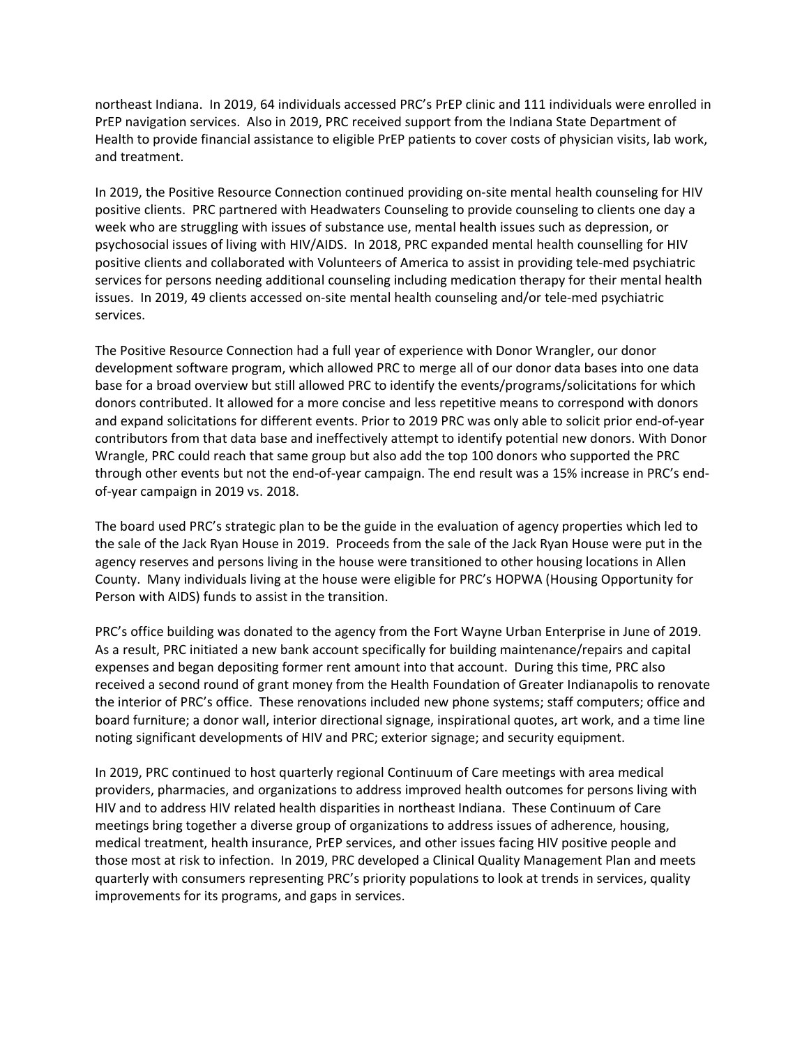northeast Indiana. In 2019, 64 individuals accessed PRC's PrEP clinic and 111 individuals were enrolled in PrEP navigation services. Also in 2019, PRC received support from the Indiana State Department of Health to provide financial assistance to eligible PrEP patients to cover costs of physician visits, lab work, and treatment.

In 2019, the Positive Resource Connection continued providing on-site mental health counseling for HIV positive clients. PRC partnered with Headwaters Counseling to provide counseling to clients one day a week who are struggling with issues of substance use, mental health issues such as depression, or psychosocial issues of living with HIV/AIDS. In 2018, PRC expanded mental health counselling for HIV positive clients and collaborated with Volunteers of America to assist in providing tele-med psychiatric services for persons needing additional counseling including medication therapy for their mental health issues. In 2019, 49 clients accessed on-site mental health counseling and/or tele-med psychiatric services.

The Positive Resource Connection had a full year of experience with Donor Wrangler, our donor development software program, which allowed PRC to merge all of our donor data bases into one data base for a broad overview but still allowed PRC to identify the events/programs/solicitations for which donors contributed. It allowed for a more concise and less repetitive means to correspond with donors and expand solicitations for different events. Prior to 2019 PRC was only able to solicit prior end-of-year contributors from that data base and ineffectively attempt to identify potential new donors. With Donor Wrangle, PRC could reach that same group but also add the top 100 donors who supported the PRC through other events but not the end-of-year campaign. The end result was a 15% increase in PRC's end-of-year campaign in 2019 vs. 2018.

The board used PRC's strategic plan to be the guide in the evaluation of agency properties which led to the sale of the Jack Ryan House in 2019. Proceeds from the sale of the Jack Ryan House were put in the agency reserves and persons living in the house were transitioned to other housing locations in Allen County. Many individuals living at the house were eligible for PRC's HOPWA (Housing Opportunity for Person with AIDS) funds to assist in the transition.

PRC's office building was donated to the agency from the Fort Wayne Urban Enterprise in June of 2019. As a result, PRC initiated a new bank account specifically for building maintenance/repairs and capital expenses and began depositing former rent amount into that account. During this time, PRC also received a second round of grant money from the Health Foundation of Greater Indianapolis to renovate the interior of PRC's office. These renovations included new phone systems; staff computers; office and board furniture; a donor wall, interior directional signage, inspirational quotes, art work, and a time line noting significant developments of HIV and PRC; exterior signage; and security equipment.

In 2019, PRC continued to host quarterly regional Continuum of Care meetings with area medical providers, pharmacies, and organizations to address improved health outcomes for persons living with HIV and to address HIV related health disparities in northeast Indiana. These Continuum of Care meetings bring together a diverse group of organizations to address issues of adherence, housing, medical treatment, health insurance, PrEP services, and other issues facing HIV positive people and those most at risk to infection. In 2019, PRC developed a Clinical Quality Management Plan and meets quarterly with consumers representing PRC's priority populations to look at trends in services, quality improvements for its programs, and gaps in services.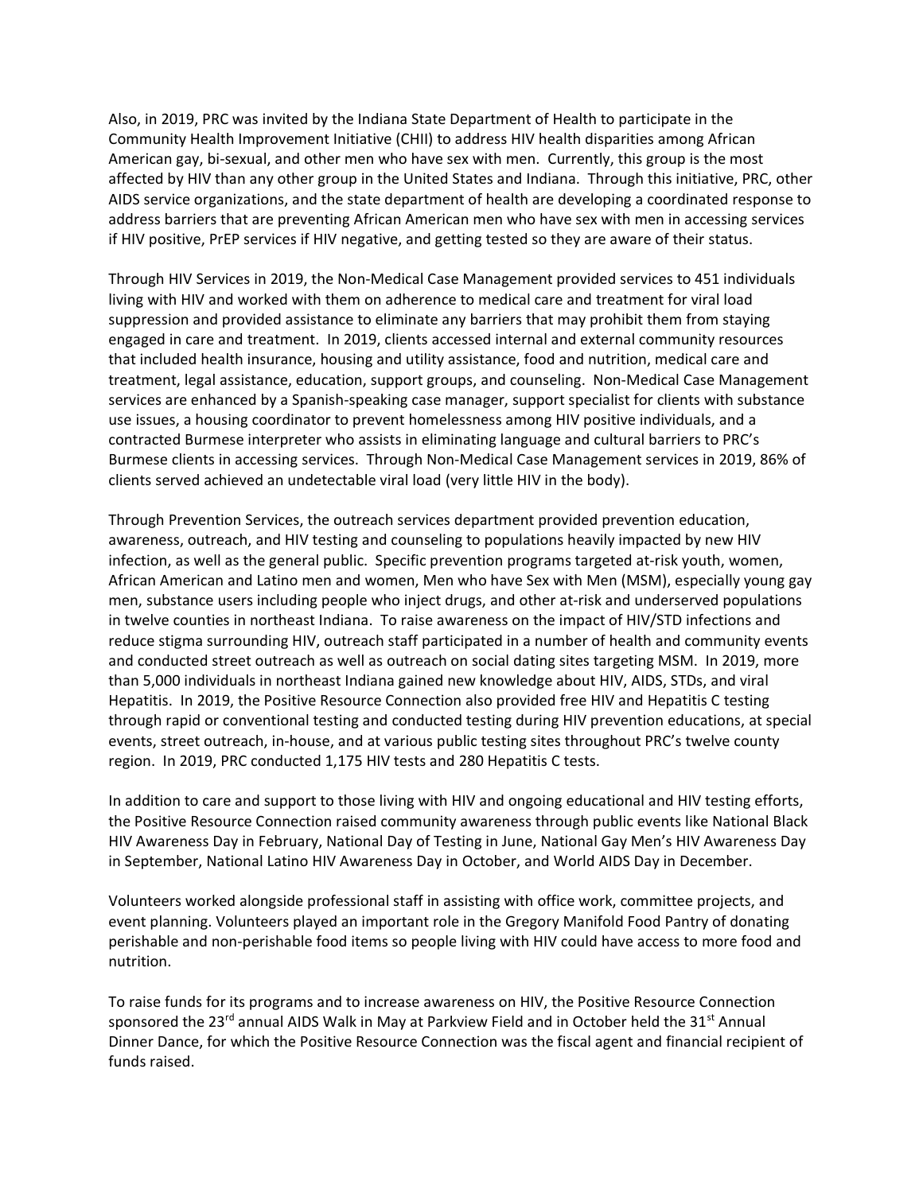Also, in 2019, PRC was invited by the Indiana State Department of Health to participate in the Community Health Improvement Initiative (CHII) to address HIV health disparities among African American gay, bi-sexual, and other men who have sex with men. Currently, this group is the most affected by HIV than any other group in the United States and Indiana. Through this initiative, PRC, other AIDS service organizations, and the state department of health are developing a coordinated response to address barriers that are preventing African American men who have sex with men in accessing services if HIV positive, PrEP services if HIV negative, and getting tested so they are aware of their status.

Through HIV Services in 2019, the Non-Medical Case Management provided services to 451 individuals living with HIV and worked with them on adherence to medical care and treatment for viral load suppression and provided assistance to eliminate any barriers that may prohibit them from staying engaged in care and treatment. In 2019, clients accessed internal and external community resources that included health insurance, housing and utility assistance, food and nutrition, medical care and treatment, legal assistance, education, support groups, and counseling. Non-Medical Case Management services are enhanced by a Spanish-speaking case manager, support specialist for clients with substance use issues, a housing coordinator to prevent homelessness among HIV positive individuals, and a contracted Burmese interpreter who assists in eliminating language and cultural barriers to PRC's Burmese clients in accessing services. Through Non-Medical Case Management services in 2019, 86% of clients served achieved an undetectable viral load (very little HIV in the body).

Through Prevention Services, the outreach services department provided prevention education, awareness, outreach, and HIV testing and counseling to populations heavily impacted by new HIV infection, as well as the general public. Specific prevention programs targeted at-risk youth, women, African American and Latino men and women, Men who have Sex with Men (MSM), especially young gay men, substance users including people who inject drugs, and other at-risk and underserved populations in twelve counties in northeast Indiana. To raise awareness on the impact of HIV/STD infections and reduce stigma surrounding HIV, outreach staff participated in a number of health and community events and conducted street outreach as well as outreach on social dating sites targeting MSM. In 2019, more than 5,000 individuals in northeast Indiana gained new knowledge about HIV, AIDS, STDs, and viral Hepatitis. In 2019, the Positive Resource Connection also provided free HIV and Hepatitis C testing through rapid or conventional testing and conducted testing during HIV prevention educations, at special events, street outreach, in-house, and at various public testing sites throughout PRC's twelve county region. In 2019, PRC conducted 1,175 HIV tests and 280 Hepatitis C tests.

In addition to care and support to those living with HIV and ongoing educational and HIV testing efforts, the Positive Resource Connection raised community awareness through public events like National Black HIV Awareness Day in February, National Day of Testing in June, National Gay Men's HIV Awareness Day in September, National Latino HIV Awareness Day in October, and World AIDS Day in December.

Volunteers worked alongside professional staff in assisting with office work, committee projects, and event planning. Volunteers played an important role in the Gregory Manifold Food Pantry of donating perishable and non-perishable food items so people living with HIV could have access to more food and nutrition.

To raise funds for its programs and to increase awareness on HIV, the Positive Resource Connection sponsored the 23rd annual AIDS Walk in May at Parkview Field and in October held the 31st Annual Dinner Dance, for which the Positive Resource Connection was the fiscal agent and financial recipient of funds raised.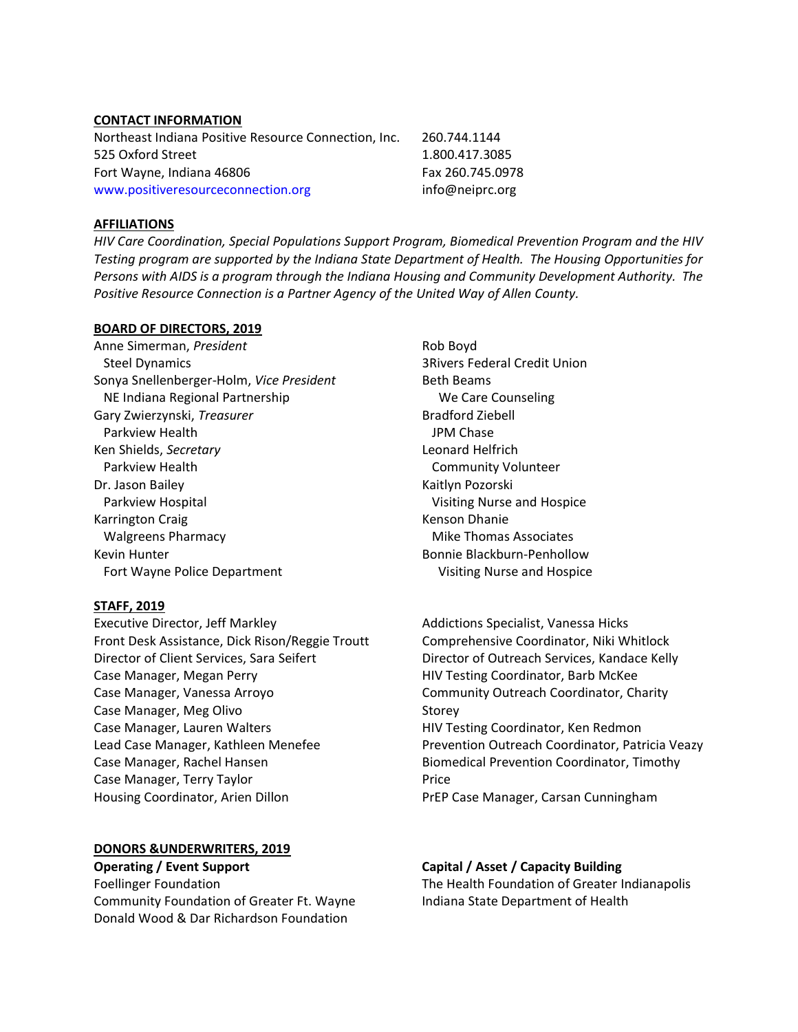## CONTACT INFORMATION

Northeast Indiana Positive Resource Connection, Inc.
525 Oxford Street
Fort Wayne, Indiana 46806
www.positiveresourceconnection.org

260.744.1144
1.800.417.3085
Fax 260.745.0978
info@neiprc.org

## AFFILIATIONS

*HIV Care Coordination, Special Populations Support Program, Biomedical Prevention Program and the HIV Testing program are supported by the Indiana State Department of Health. The Housing Opportunities for Persons with AIDS is a program through the Indiana Housing and Community Development Authority. The Positive Resource Connection is a Partner Agency of the United Way of Allen County.*

## BOARD OF DIRECTORS, 2019

Anne Simerman, *President*
Steel Dynamics
Sonya Snellenberger-Holm, *Vice President*
NE Indiana Regional Partnership
Gary Zwierzynski, *Treasurer*
Parkview Health
Ken Shields, *Secretary*
Parkview Health
Dr. Jason Bailey
Parkview Hospital
Karrington Craig
Walgreens Pharmacy
Kevin Hunter
Fort Wayne Police Department
Rob Boyd
3Rivers Federal Credit Union
Beth Beams
We Care Counseling
Bradford Ziebell
JPM Chase
Leonard Helfrich
Community Volunteer
Kaitlyn Pozorski
Visiting Nurse and Hospice
Kenson Dhanie
Mike Thomas Associates
Bonnie Blackburn-Penhollow
Visiting Nurse and Hospice

## STAFF, 2019

Executive Director, Jeff Markley
Front Desk Assistance, Dick Rison/Reggie Troutt
Director of Client Services, Sara Seifert
Case Manager, Megan Perry
Case Manager, Vanessa Arroyo
Case Manager, Meg Olivo
Case Manager, Lauren Walters
Lead Case Manager, Kathleen Menefee
Case Manager, Rachel Hansen
Case Manager, Terry Taylor
Housing Coordinator, Arien Dillon
Addictions Specialist, Vanessa Hicks
Comprehensive Coordinator, Niki Whitlock
Director of Outreach Services, Kandace Kelly
HIV Testing Coordinator, Barb McKee
Community Outreach Coordinator, Charity Storey
HIV Testing Coordinator, Ken Redmon
Prevention Outreach Coordinator, Patricia Veazy
Biomedical Prevention Coordinator, Timothy Price
PrEP Case Manager, Carsan Cunningham

## DONORS &UNDERWRITERS, 2019

**Operating / Event Support**

Foellinger Foundation
Community Foundation of Greater Ft. Wayne
Donald Wood & Dar Richardson Foundation

**Capital / Asset / Capacity Building**

The Health Foundation of Greater Indianapolis
Indiana State Department of Health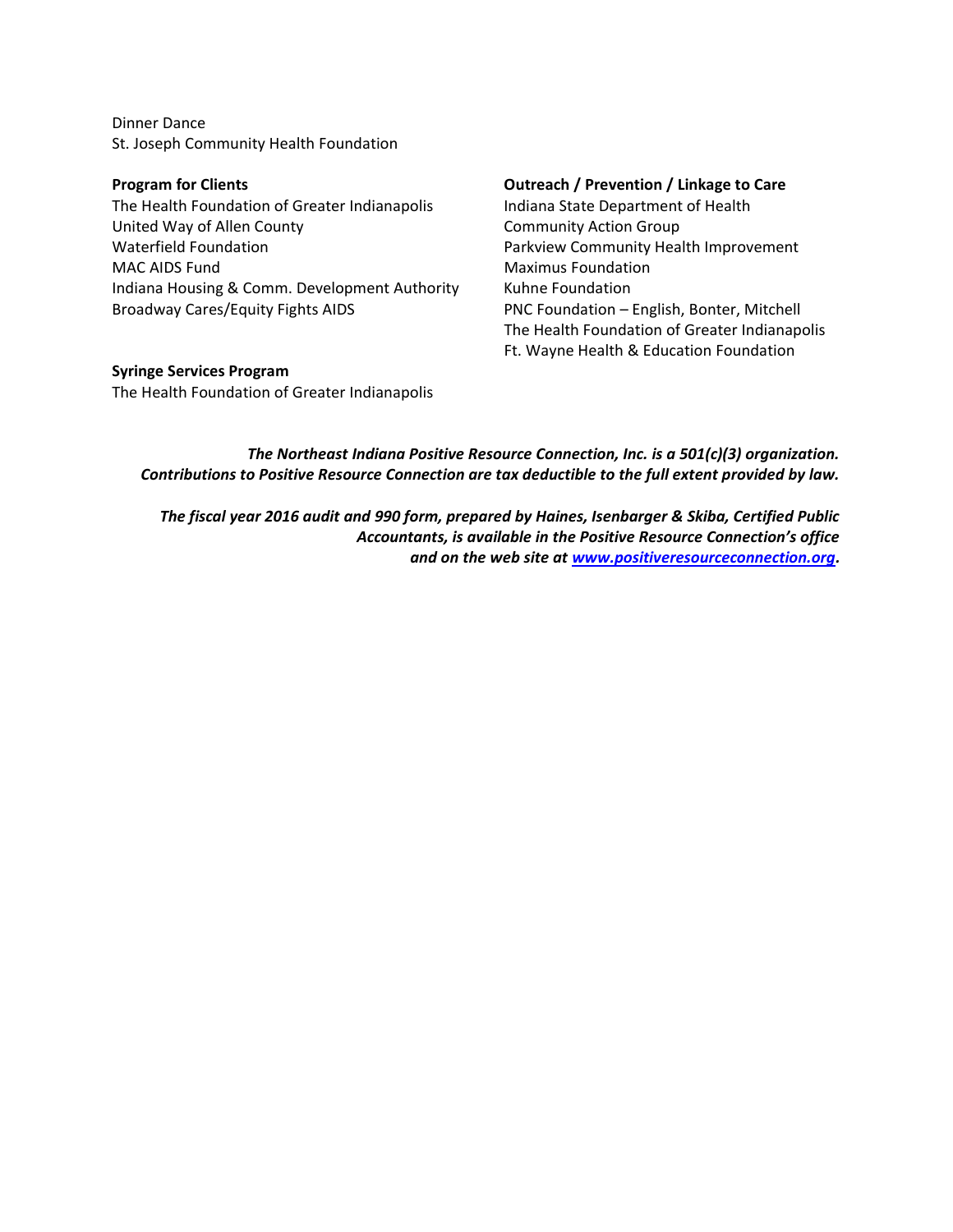Dinner Dance
St. Joseph Community Health Foundation

**Program for Clients**
The Health Foundation of Greater Indianapolis
United Way of Allen County
Waterfield Foundation
MAC AIDS Fund
Indiana Housing & Comm. Development Authority
Broadway Cares/Equity Fights AIDS

**Syringe Services Program**
The Health Foundation of Greater Indianapolis

**Outreach / Prevention / Linkage to Care**
Indiana State Department of Health
Community Action Group
Parkview Community Health Improvement
Maximus Foundation
Kuhne Foundation
PNC Foundation – English, Bonter, Mitchell
The Health Foundation of Greater Indianapolis
Ft. Wayne Health & Education Foundation

***The Northeast Indiana Positive Resource Connection, Inc. is a 501(c)(3) organization. Contributions to Positive Resource Connection are tax deductible to the full extent provided by law.***

***The fiscal year 2016 audit and 990 form, prepared by Haines, Isenbarger & Skiba, Certified Public Accountants, is available in the Positive Resource Connection's office and on the web site at [www.positiveresourceconnection.org](http://www.positiveresourceconnection.org).***